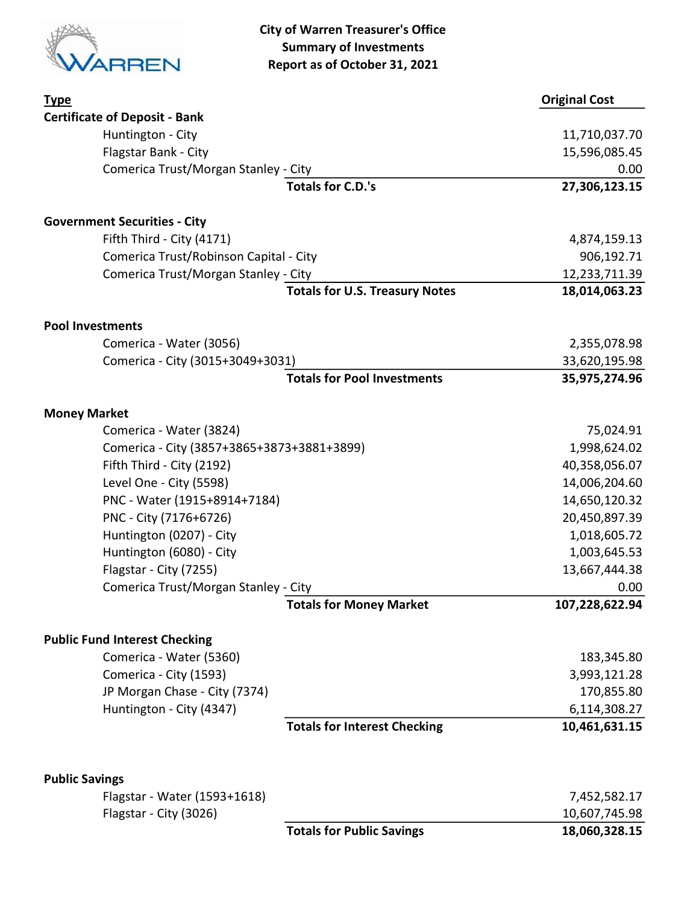**City of Warren Treasurer's Office**
**Summary of Investments**
**Report as of October 31, 2021**

| Type | Original Cost |
|---|---|
| **Certificate of Deposit - Bank** | |
| Huntington - City | 11,710,037.70 |
| Flagstar Bank - City | 15,596,085.45 |
| Comerica Trust/Morgan Stanley - City | 0.00 |
| **Totals for C.D.'s** | **27,306,123.15** |
| | |
| **Government Securities - City** | |
| Fifth Third - City (4171) | 4,874,159.13 |
| Comerica Trust/Robinson Capital - City | 906,192.71 |
| Comerica Trust/Morgan Stanley - City | 12,233,711.39 |
| **Totals for U.S. Treasury Notes** | **18,014,063.23** |
| | |
| **Pool Investments** | |
| Comerica - Water (3056) | 2,355,078.98 |
| Comerica - City (3015+3049+3031) | 33,620,195.98 |
| **Totals for Pool Investments** | **35,975,274.96** |
| | |
| **Money Market** | |
| Comerica - Water (3824) | 75,024.91 |
| Comerica - City (3857+3865+3873+3881+3899) | 1,998,624.02 |
| Fifth Third - City (2192) | 40,358,056.07 |
| Level One - City (5598) | 14,006,204.60 |
| PNC - Water (1915+8914+7184) | 14,650,120.32 |
| PNC - City (7176+6726) | 20,450,897.39 |
| Huntington (0207) - City | 1,018,605.72 |
| Huntington (6080) - City | 1,003,645.53 |
| Flagstar - City (7255) | 13,667,444.38 |
| Comerica Trust/Morgan Stanley - City | 0.00 |
| **Totals for Money Market** | **107,228,622.94** |
| | |
| **Public Fund Interest Checking** | |
| Comerica - Water (5360) | 183,345.80 |
| Comerica - City (1593) | 3,993,121.28 |
| JP Morgan Chase - City (7374) | 170,855.80 |
| Huntington - City (4347) | 6,114,308.27 |
| **Totals for Interest Checking** | **10,461,631.15** |
| | |
| **Public Savings** | |
| Flagstar - Water (1593+1618) | 7,452,582.17 |
| Flagstar - City (3026) | 10,607,745.98 |
| **Totals for Public Savings** | **18,060,328.15** |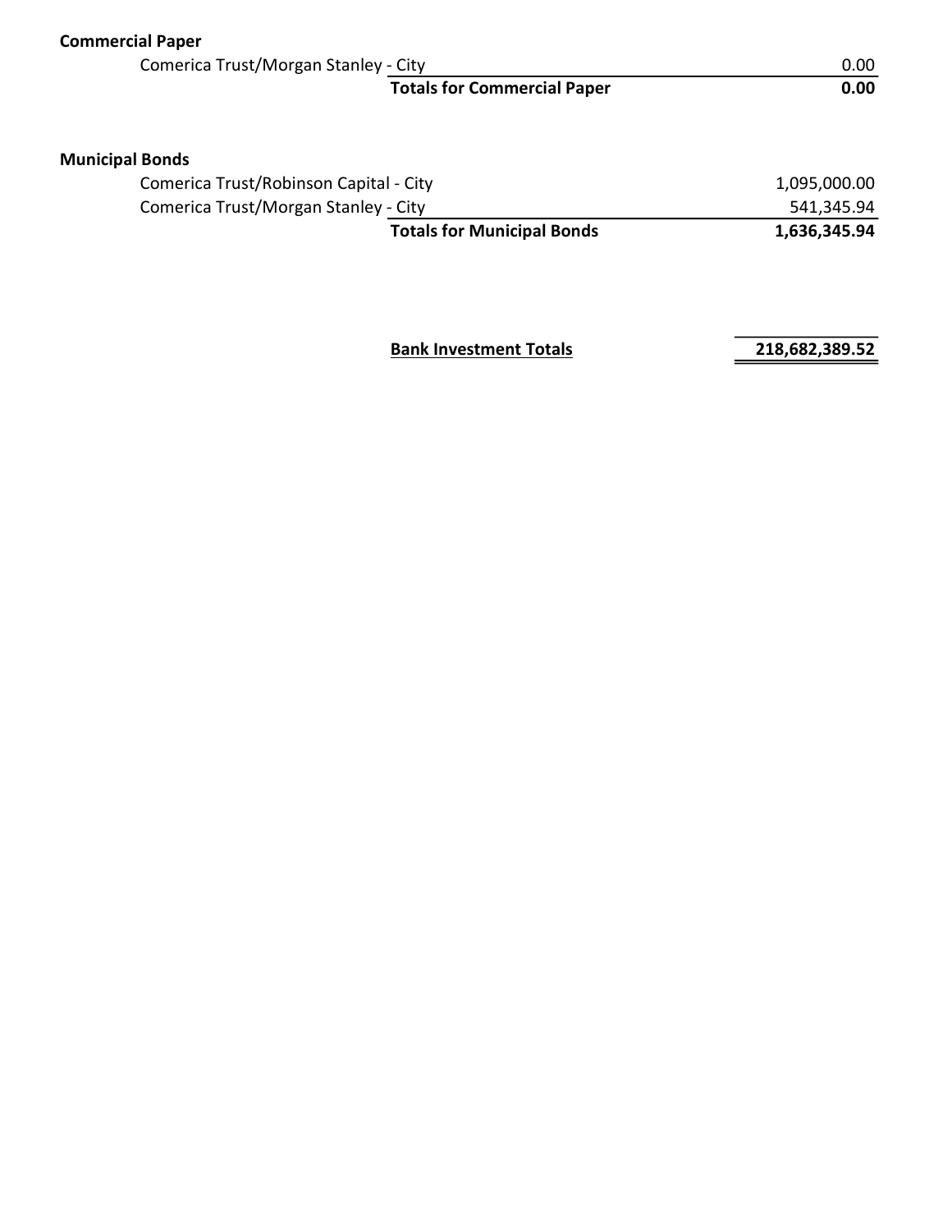**Commercial Paper**

| | |
|---|---:|
| Comerica Trust/Morgan Stanley - City | 0.00 |
| **Totals for Commercial Paper** | **0.00** |

**Municipal Bonds**

| | |
|---|---:|
| Comerica Trust/Robinson Capital - City | 1,095,000.00 |
| Comerica Trust/Morgan Stanley - City | 541,345.94 |
| **Totals for Municipal Bonds** | **1,636,345.94** |

| | |
|---|---:|
| **Bank Investment Totals** | **218,682,389.52** |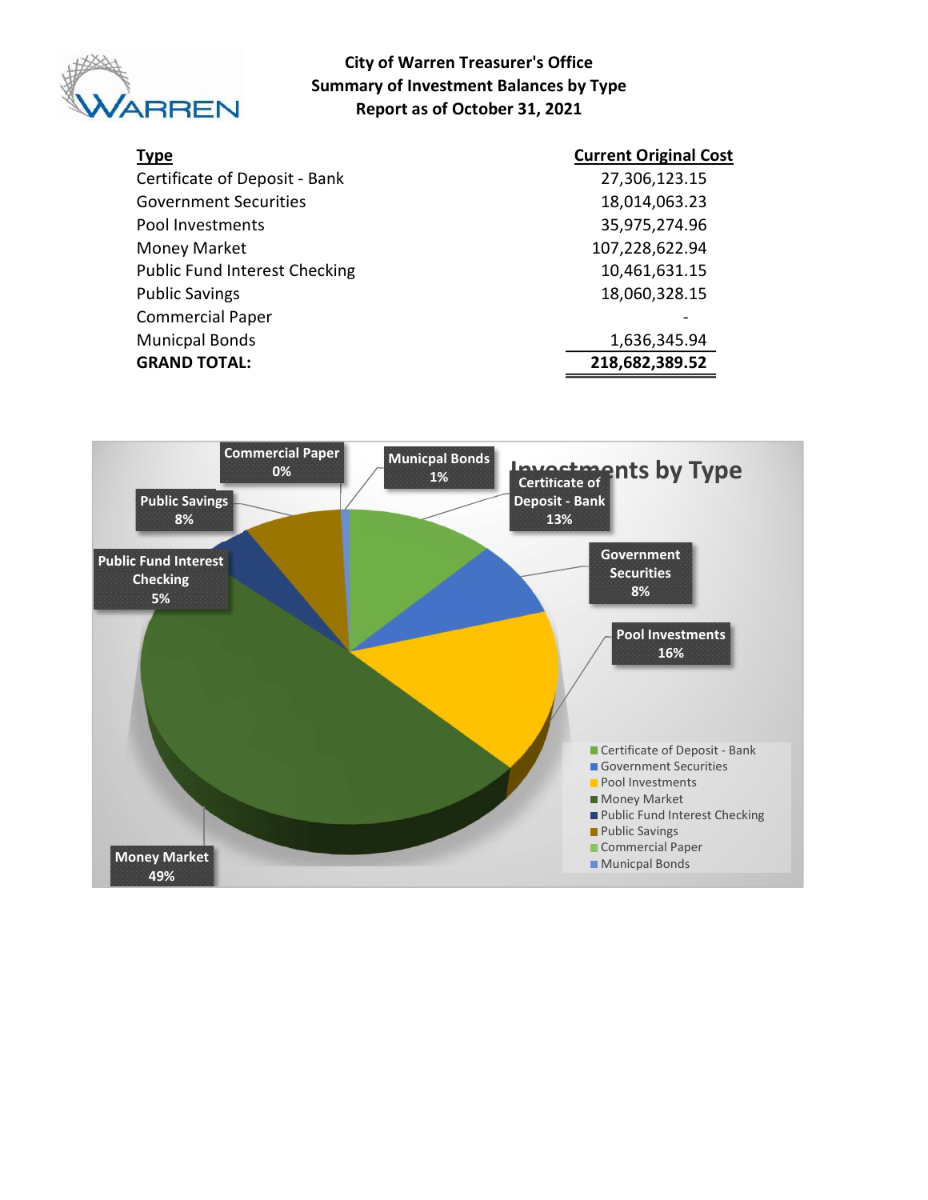**City of Warren Treasurer's Office**
**Summary of Investment Balances by Type**
**Report as of October 31, 2021**

| Type | Current Original Cost |
|---|---|
| Certificate of Deposit - Bank | 27,306,123.15 |
| Government Securities | 18,014,063.23 |
| Pool Investments | 35,975,274.96 |
| Money Market | 107,228,622.94 |
| Public Fund Interest Checking | 10,461,631.15 |
| Public Savings | 18,060,328.15 |
| Commercial Paper | - |
| Municpal Bonds | 1,636,345.94 |
| **GRAND TOTAL:** | **218,682,389.52** |

**Investments by Type**

- Certificate of Deposit - Bank: 13%
- Government Securities: 8%
- Pool Investments: 16%
- Money Market: 49%
- Public Fund Interest Checking: 5%
- Public Savings: 8%
- Commercial Paper: 0%
- Municpal Bonds: 1%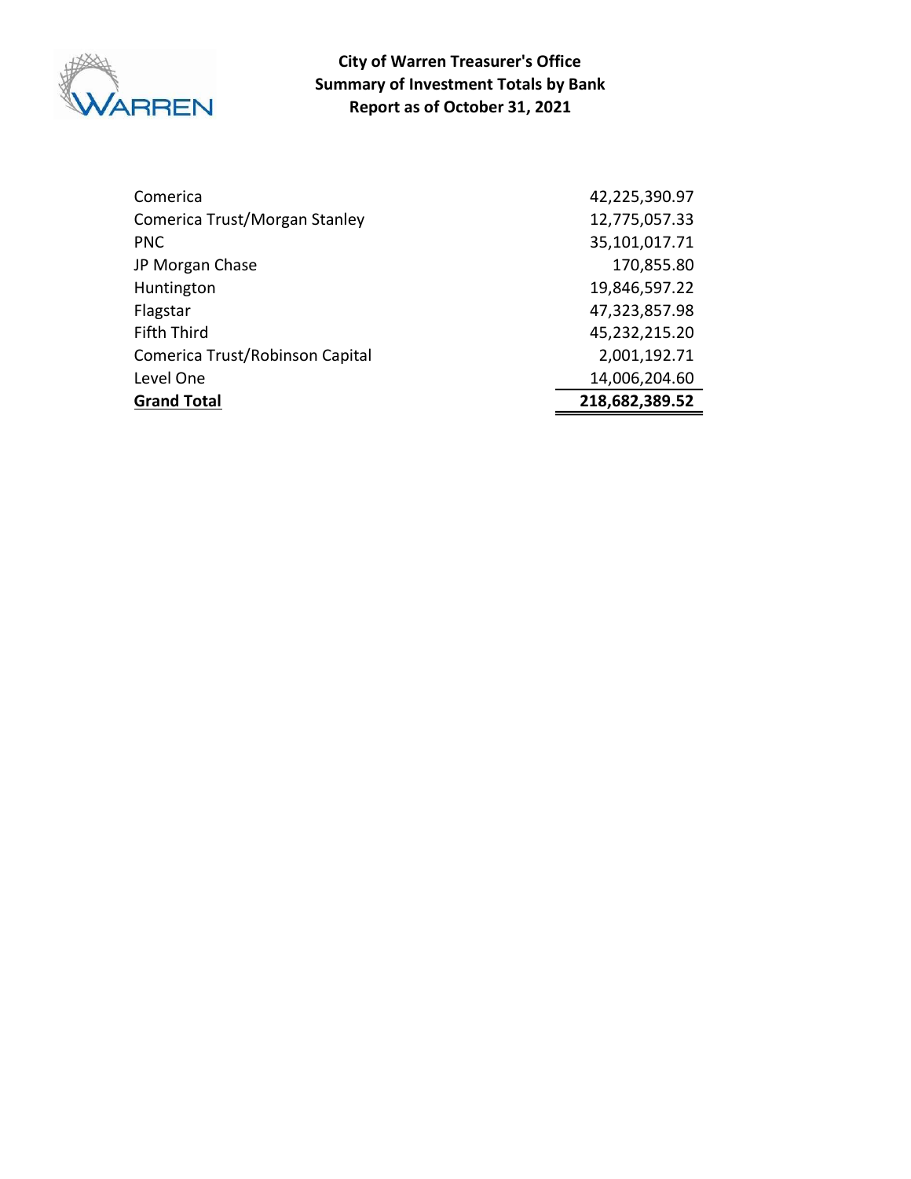**City of Warren Treasurer's Office**
**Summary of Investment Totals by Bank**
**Report as of October 31, 2021**

| Bank | Amount |
|---|---:|
| Comerica | 42,225,390.97 |
| Comerica Trust/Morgan Stanley | 12,775,057.33 |
| PNC | 35,101,017.71 |
| JP Morgan Chase | 170,855.80 |
| Huntington | 19,846,597.22 |
| Flagstar | 47,323,857.98 |
| Fifth Third | 45,232,215.20 |
| Comerica Trust/Robinson Capital | 2,001,192.71 |
| Level One | 14,006,204.60 |
| **Grand Total** | **218,682,389.52** |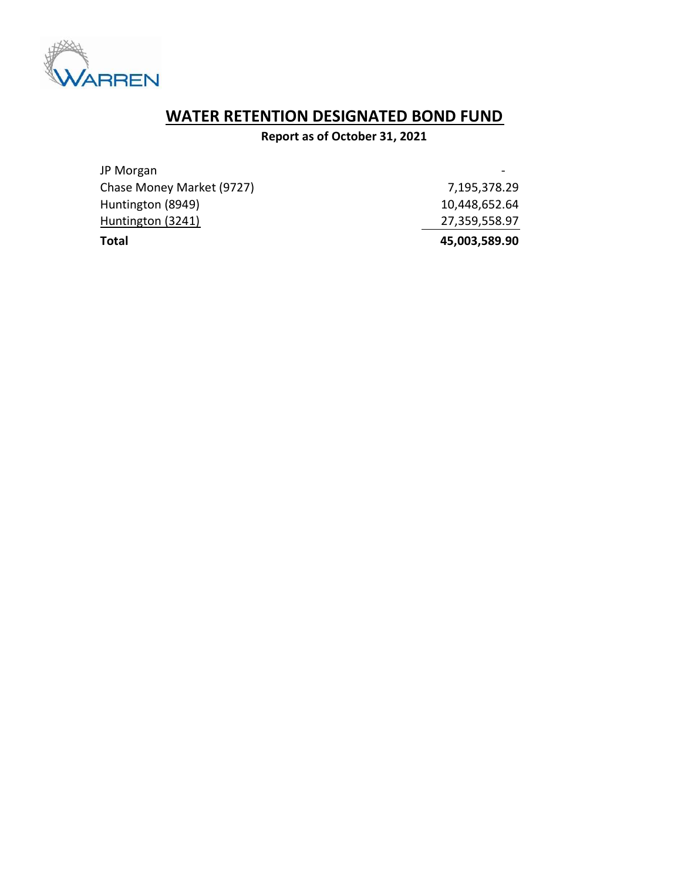# WATER RETENTION DESIGNATED BOND FUND

**Report as of October 31, 2021**

| | |
|---|---|
| JP Morgan | - |
| Chase Money Market (9727) | 7,195,378.29 |
| Huntington (8949) | 10,448,652.64 |
| Huntington (3241) | 27,359,558.97 |
| **Total** | **45,003,589.90** |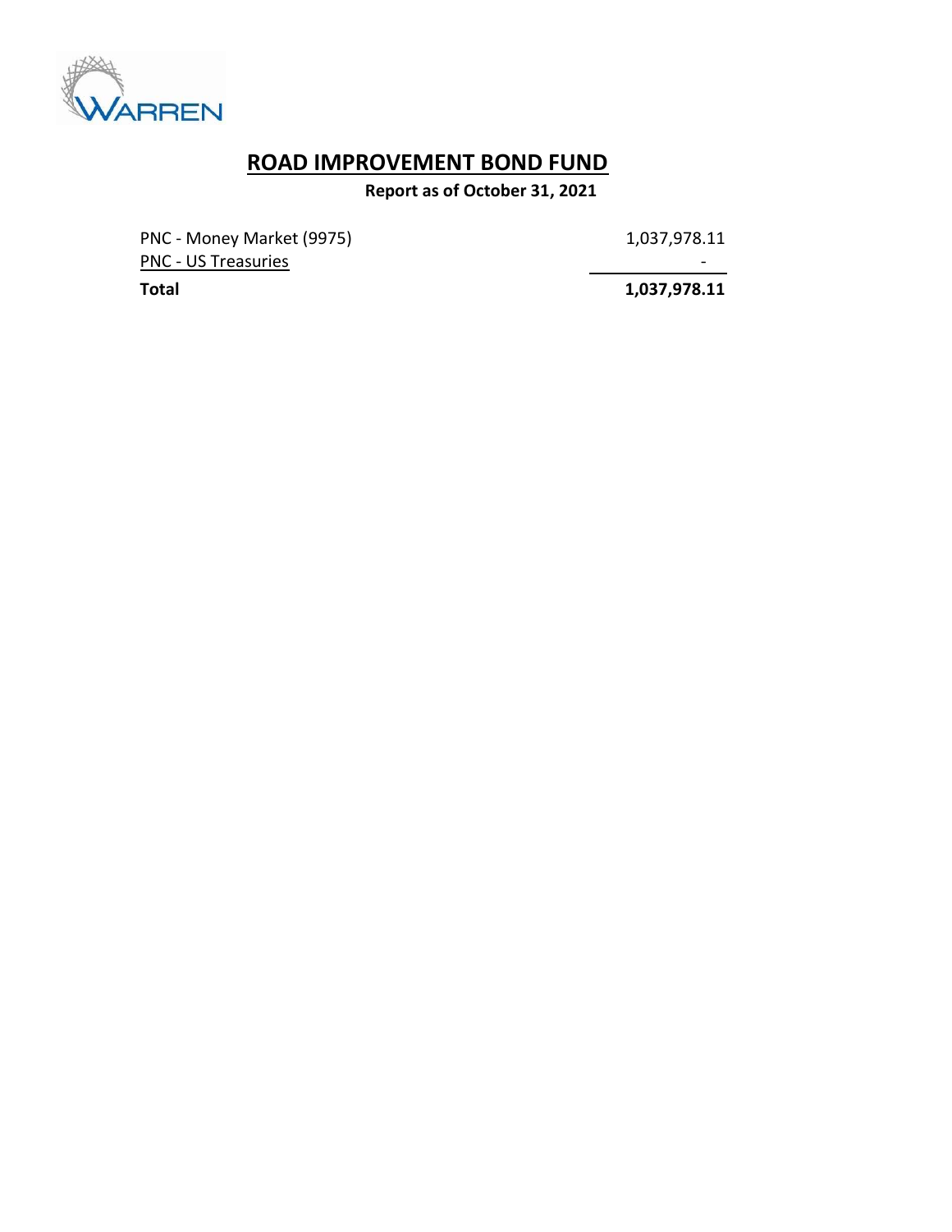# ROAD IMPROVEMENT BOND FUND

**Report as of October 31, 2021**

| | |
|---|---|
| PNC - Money Market (9975) | 1,037,978.11 |
| PNC - US Treasuries | - |
| **Total** | **1,037,978.11** |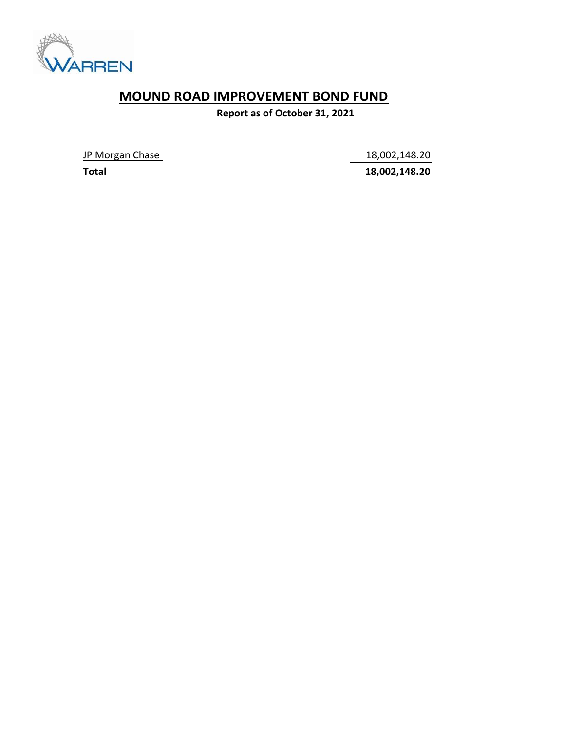# MOUND ROAD IMPROVEMENT BOND FUND

**Report as of October 31, 2021**

| | |
|---|---:|
| JP Morgan Chase | 18,002,148.20 |
| **Total** | **18,002,148.20** |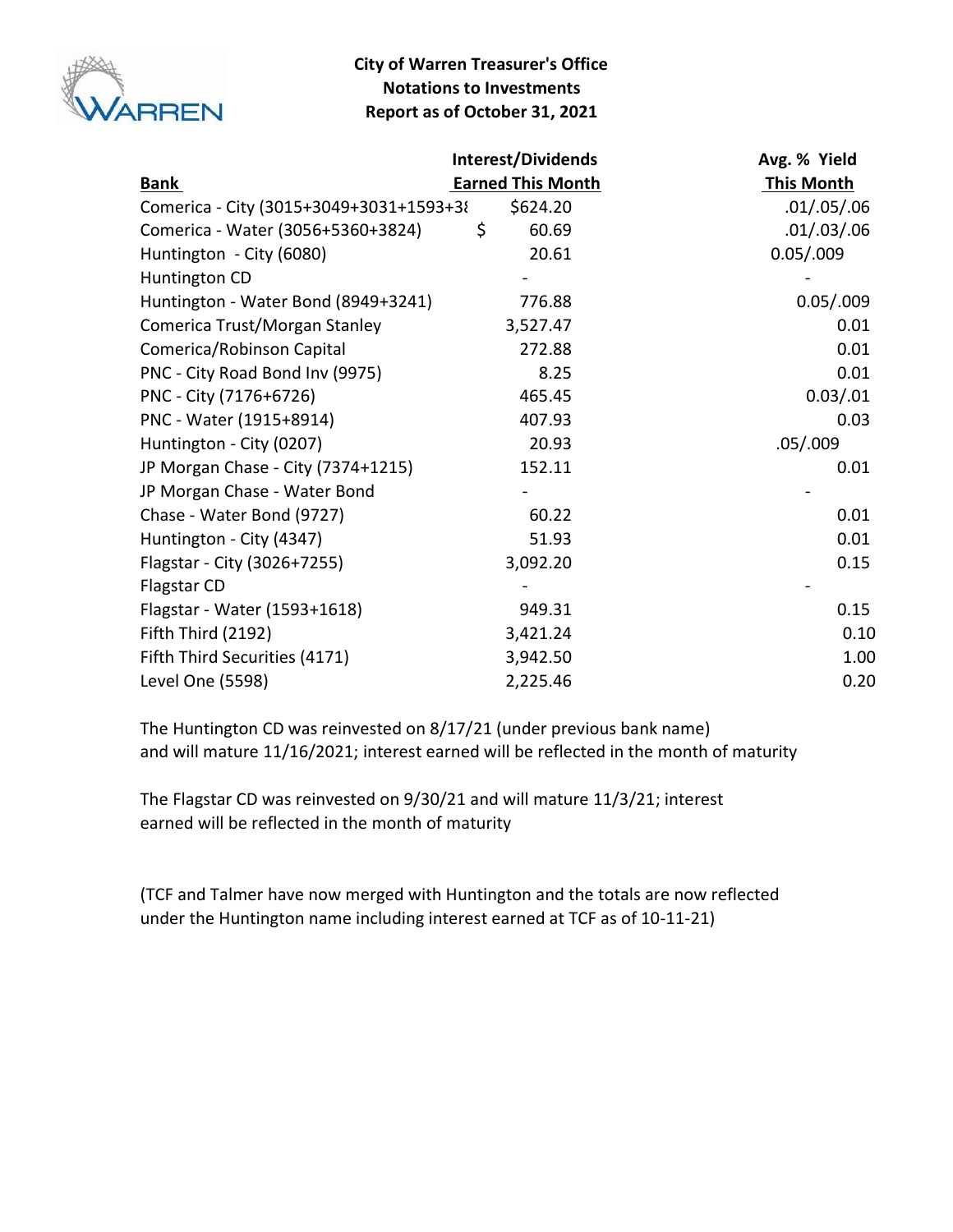**City of Warren Treasurer's Office**
**Notations to Investments**
**Report as of October 31, 2021**

| Bank | Interest/Dividends Earned This Month | Avg. % Yield This Month |
|---|---|---|
| Comerica - City (3015+3049+3031+1593+3ξ | $624.20 | .01/.05/.06 |
| Comerica - Water (3056+5360+3824) | $ 60.69 | .01/.03/.06 |
| Huntington - City (6080) | 20.61 | 0.05/.009 |
| Huntington CD | - | - |
| Huntington - Water Bond (8949+3241) | 776.88 | 0.05/.009 |
| Comerica Trust/Morgan Stanley | 3,527.47 | 0.01 |
| Comerica/Robinson Capital | 272.88 | 0.01 |
| PNC - City Road Bond Inv (9975) | 8.25 | 0.01 |
| PNC - City (7176+6726) | 465.45 | 0.03/.01 |
| PNC - Water (1915+8914) | 407.93 | 0.03 |
| Huntington - City (0207) | 20.93 | .05/.009 |
| JP Morgan Chase - City (7374+1215) | 152.11 | 0.01 |
| JP Morgan Chase - Water Bond | - | - |
| Chase - Water Bond (9727) | 60.22 | 0.01 |
| Huntington - City (4347) | 51.93 | 0.01 |
| Flagstar - City (3026+7255) | 3,092.20 | 0.15 |
| Flagstar CD | - | - |
| Flagstar - Water (1593+1618) | 949.31 | 0.15 |
| Fifth Third (2192) | 3,421.24 | 0.10 |
| Fifth Third Securities (4171) | 3,942.50 | 1.00 |
| Level One (5598) | 2,225.46 | 0.20 |

The Huntington CD was reinvested on 8/17/21 (under previous bank name) and will mature 11/16/2021; interest earned will be reflected in the month of maturity

The Flagstar CD was reinvested on 9/30/21 and will mature 11/3/21; interest earned will be reflected in the month of maturity

(TCF and Talmer have now merged with Huntington and the totals are now reflected under the Huntington name including interest earned at TCF as of 10-11-21)